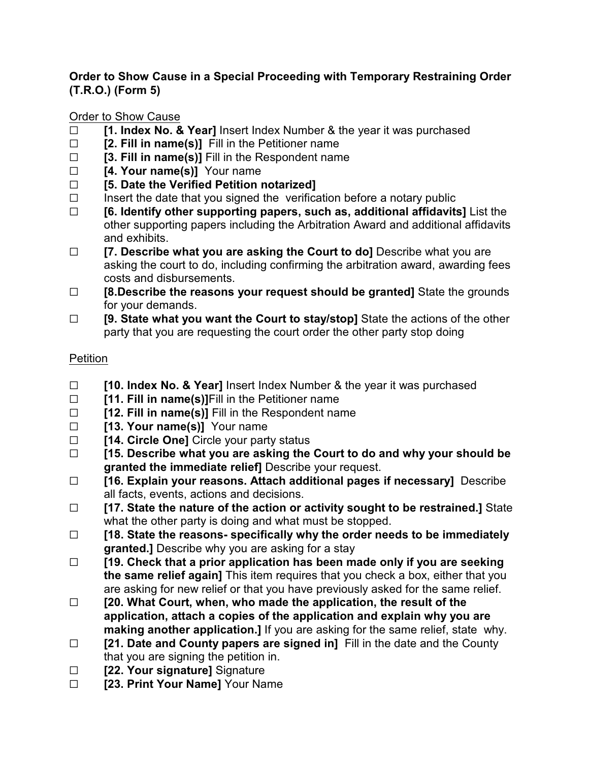**Order to Show Cause in a Special Proceeding with Temporary Restraining Order (T.R.O.) (Form 5)**

Order to Show Cause

- ☐ **[1. Index No. & Year]** Insert Index Number & the year it was purchased
- ☐ **[2. Fill in name(s)]** Fill in the Petitioner name
- ☐ **[3. Fill in name(s)]** Fill in the Respondent name
- ☐ **[4. Your name(s)]** Your name
- ☐ **[5. Date the Verified Petition notarized]**
- ☐ Insert the date that you signed the verification before a notary public
- ☐ **[6. Identify other supporting papers, such as, additional affidavits]** List the other supporting papers including the Arbitration Award and additional affidavits and exhibits.
- ☐ **[7. Describe what you are asking the Court to do]** Describe what you are asking the court to do, including confirming the arbitration award, awarding fees costs and disbursements.
- ☐ **[8.Describe the reasons your request should be granted]** State the grounds for your demands.
- ☐ **[9. State what you want the Court to stay/stop]** State the actions of the other party that you are requesting the court order the other party stop doing

Petition

- ☐ **[10. Index No. & Year]** Insert Index Number & the year it was purchased
- ☐ **[11. Fill in name(s)]**Fill in the Petitioner name
- ☐ **[12. Fill in name(s)]** Fill in the Respondent name
- ☐ **[13. Your name(s)]** Your name
- ☐ **[14. Circle One]** Circle your party status
- ☐ **[15. Describe what you are asking the Court to do and why your should be granted the immediate relief]** Describe your request.
- ☐ **[16. Explain your reasons. Attach additional pages if necessary]** Describe all facts, events, actions and decisions.
- ☐ **[17. State the nature of the action or activity sought to be restrained.]** State what the other party is doing and what must be stopped.
- ☐ **[18. State the reasons- specifically why the order needs to be immediately granted.]** Describe why you are asking for a stay
- ☐ **[19. Check that a prior application has been made only if you are seeking the same relief again]** This item requires that you check a box, either that you are asking for new relief or that you have previously asked for the same relief.
- ☐ **[20. What Court, when, who made the application, the result of the application, attach a copies of the application and explain why you are making another application.]** If you are asking for the same relief, state why.
- ☐ **[21. Date and County papers are signed in]** Fill in the date and the County that you are signing the petition in.
- ☐ **[22. Your signature]** Signature
- ☐ **[23. Print Your Name]** Your Name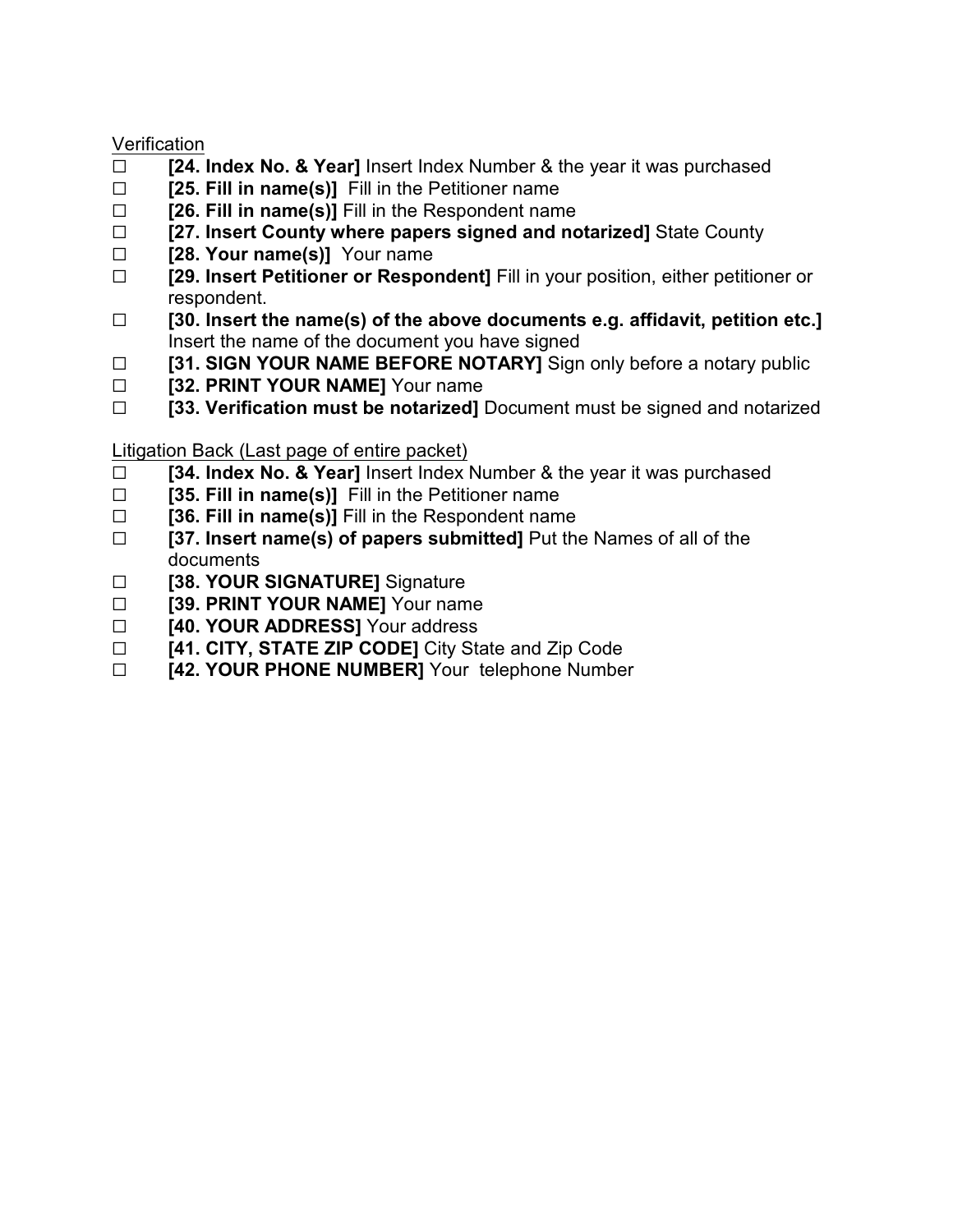<u>Verification</u>

- ☐ **[24. Index No. & Year]** Insert Index Number & the year it was purchased
- ☐ **[25. Fill in name(s)]** Fill in the Petitioner name
- ☐ **[26. Fill in name(s)]** Fill in the Respondent name
- ☐ **[27. Insert County where papers signed and notarized]** State County
- ☐ **[28. Your name(s)]** Your name
- ☐ **[29. Insert Petitioner or Respondent]** Fill in your position, either petitioner or respondent.
- ☐ **[30. Insert the name(s) of the above documents e.g. affidavit, petition etc.]** Insert the name of the document you have signed
- ☐ **[31. SIGN YOUR NAME BEFORE NOTARY]** Sign only before a notary public
- ☐ **[32. PRINT YOUR NAME]** Your name
- ☐ **[33. Verification must be notarized]** Document must be signed and notarized

<u>Litigation Back (Last page of entire packet)</u>

- ☐ **[34. Index No. & Year]** Insert Index Number & the year it was purchased
- ☐ **[35. Fill in name(s)]** Fill in the Petitioner name
- ☐ **[36. Fill in name(s)]** Fill in the Respondent name
- ☐ **[37. Insert name(s) of papers submitted]** Put the Names of all of the documents
- ☐ **[38. YOUR SIGNATURE]** Signature
- ☐ **[39. PRINT YOUR NAME]** Your name
- ☐ **[40. YOUR ADDRESS]** Your address
- ☐ **[41. CITY, STATE ZIP CODE]** City State and Zip Code
- ☐ **[42. YOUR PHONE NUMBER]** Your telephone Number